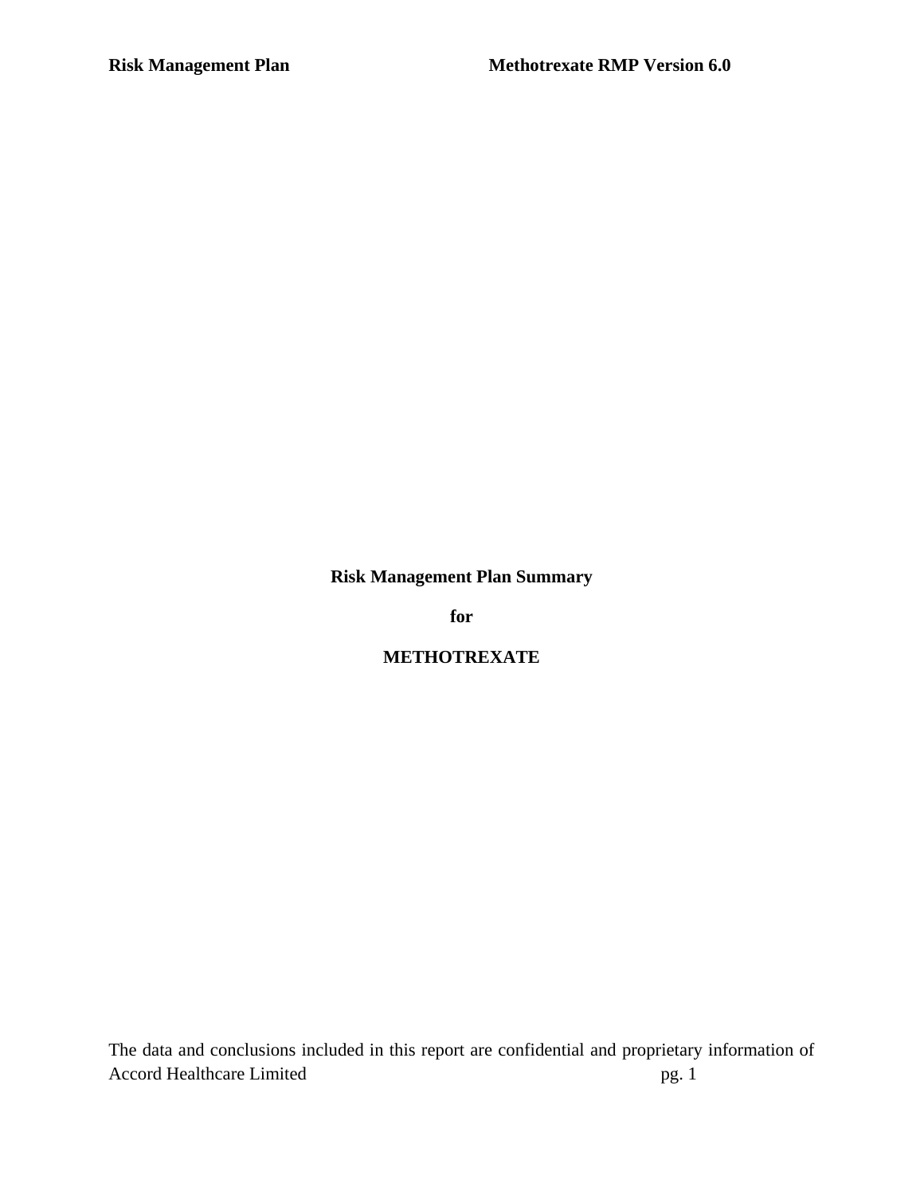# Risk Management Plan Summary

# for

# METHOTREXATE

The data and conclusions included in this report are confidential and proprietary information of Accord Healthcare Limited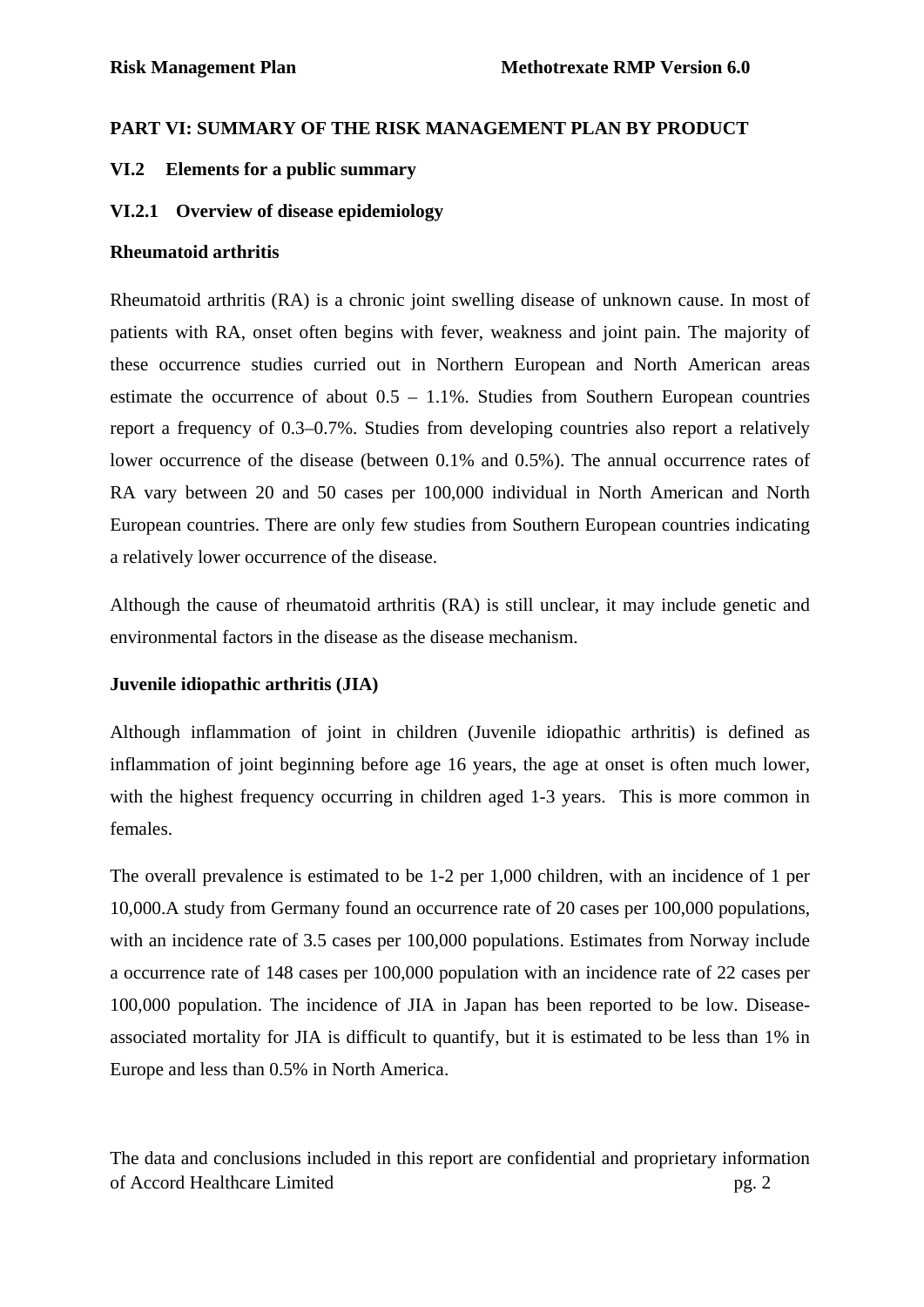# PART VI: SUMMARY OF THE RISK MANAGEMENT PLAN BY PRODUCT

## VI.2 Elements for a public summary

### VI.2.1 Overview of disease epidemiology

**Rheumatoid arthritis**

Rheumatoid arthritis (RA) is a chronic joint swelling disease of unknown cause. In most of patients with RA, onset often begins with fever, weakness and joint pain. The majority of these occurrence studies curried out in Northern European and North American areas estimate the occurrence of about 0.5 – 1.1%. Studies from Southern European countries report a frequency of 0.3–0.7%. Studies from developing countries also report a relatively lower occurrence of the disease (between 0.1% and 0.5%). The annual occurrence rates of RA vary between 20 and 50 cases per 100,000 individual in North American and North European countries. There are only few studies from Southern European countries indicating a relatively lower occurrence of the disease.

Although the cause of rheumatoid arthritis (RA) is still unclear, it may include genetic and environmental factors in the disease as the disease mechanism.

**Juvenile idiopathic arthritis (JIA)**

Although inflammation of joint in children (Juvenile idiopathic arthritis) is defined as inflammation of joint beginning before age 16 years, the age at onset is often much lower, with the highest frequency occurring in children aged 1-3 years. This is more common in females.

The overall prevalence is estimated to be 1-2 per 1,000 children, with an incidence of 1 per 10,000.A study from Germany found an occurrence rate of 20 cases per 100,000 populations, with an incidence rate of 3.5 cases per 100,000 populations. Estimates from Norway include a occurrence rate of 148 cases per 100,000 population with an incidence rate of 22 cases per 100,000 population. The incidence of JIA in Japan has been reported to be low. Disease-associated mortality for JIA is difficult to quantify, but it is estimated to be less than 1% in Europe and less than 0.5% in North America.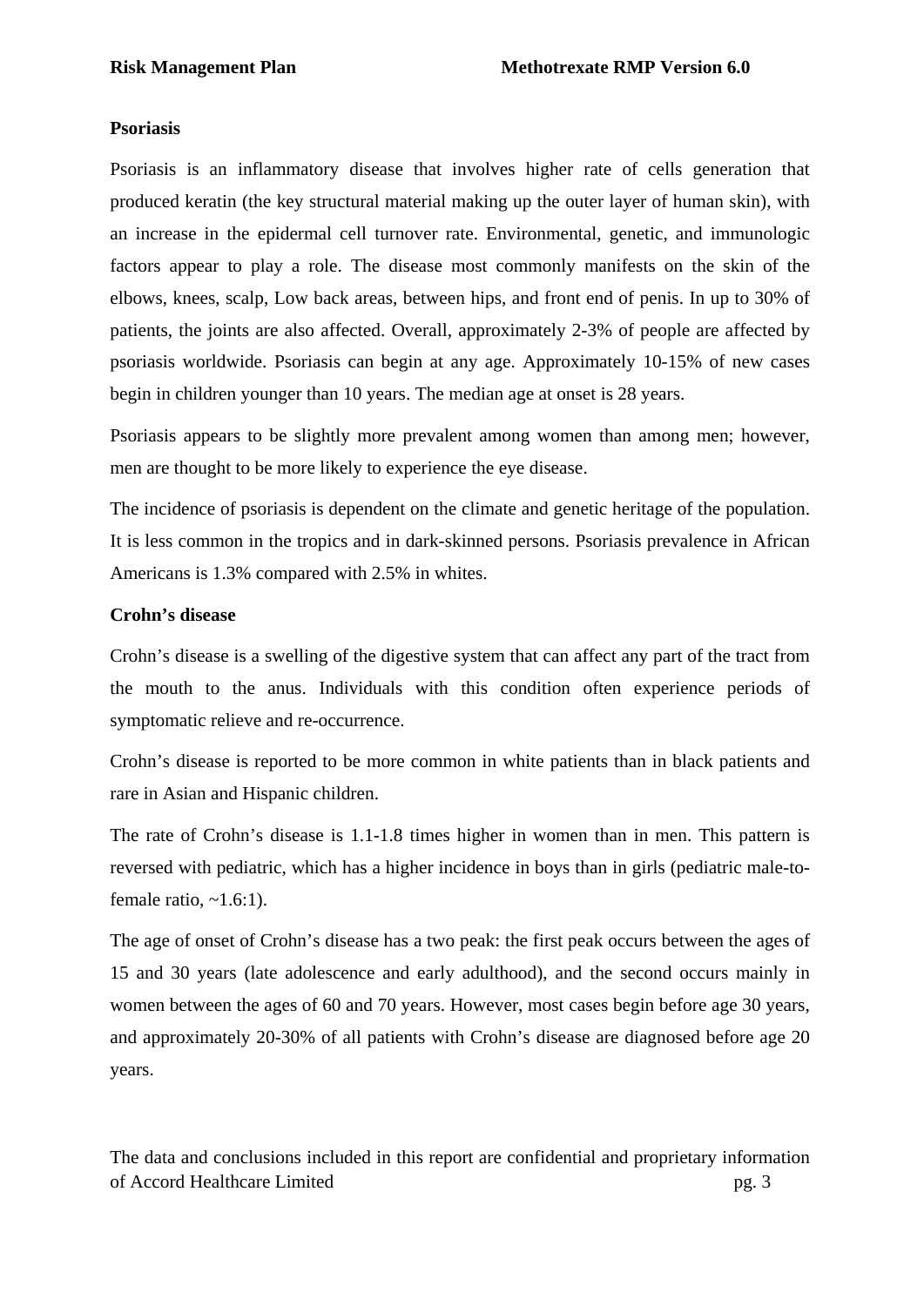**Psoriasis**

Psoriasis is an inflammatory disease that involves higher rate of cells generation that produced keratin (the key structural material making up the outer layer of human skin), with an increase in the epidermal cell turnover rate. Environmental, genetic, and immunologic factors appear to play a role. The disease most commonly manifests on the skin of the elbows, knees, scalp, Low back areas, between hips, and front end of penis. In up to 30% of patients, the joints are also affected. Overall, approximately 2-3% of people are affected by psoriasis worldwide. Psoriasis can begin at any age. Approximately 10-15% of new cases begin in children younger than 10 years. The median age at onset is 28 years.

Psoriasis appears to be slightly more prevalent among women than among men; however, men are thought to be more likely to experience the eye disease.

The incidence of psoriasis is dependent on the climate and genetic heritage of the population. It is less common in the tropics and in dark-skinned persons. Psoriasis prevalence in African Americans is 1.3% compared with 2.5% in whites.

**Crohn's disease**

Crohn's disease is a swelling of the digestive system that can affect any part of the tract from the mouth to the anus. Individuals with this condition often experience periods of symptomatic relieve and re-occurrence.

Crohn's disease is reported to be more common in white patients than in black patients and rare in Asian and Hispanic children.

The rate of Crohn's disease is 1.1-1.8 times higher in women than in men. This pattern is reversed with pediatric, which has a higher incidence in boys than in girls (pediatric male-to-female ratio, ~1.6:1).

The age of onset of Crohn's disease has a two peak: the first peak occurs between the ages of 15 and 30 years (late adolescence and early adulthood), and the second occurs mainly in women between the ages of 60 and 70 years. However, most cases begin before age 30 years, and approximately 20-30% of all patients with Crohn's disease are diagnosed before age 20 years.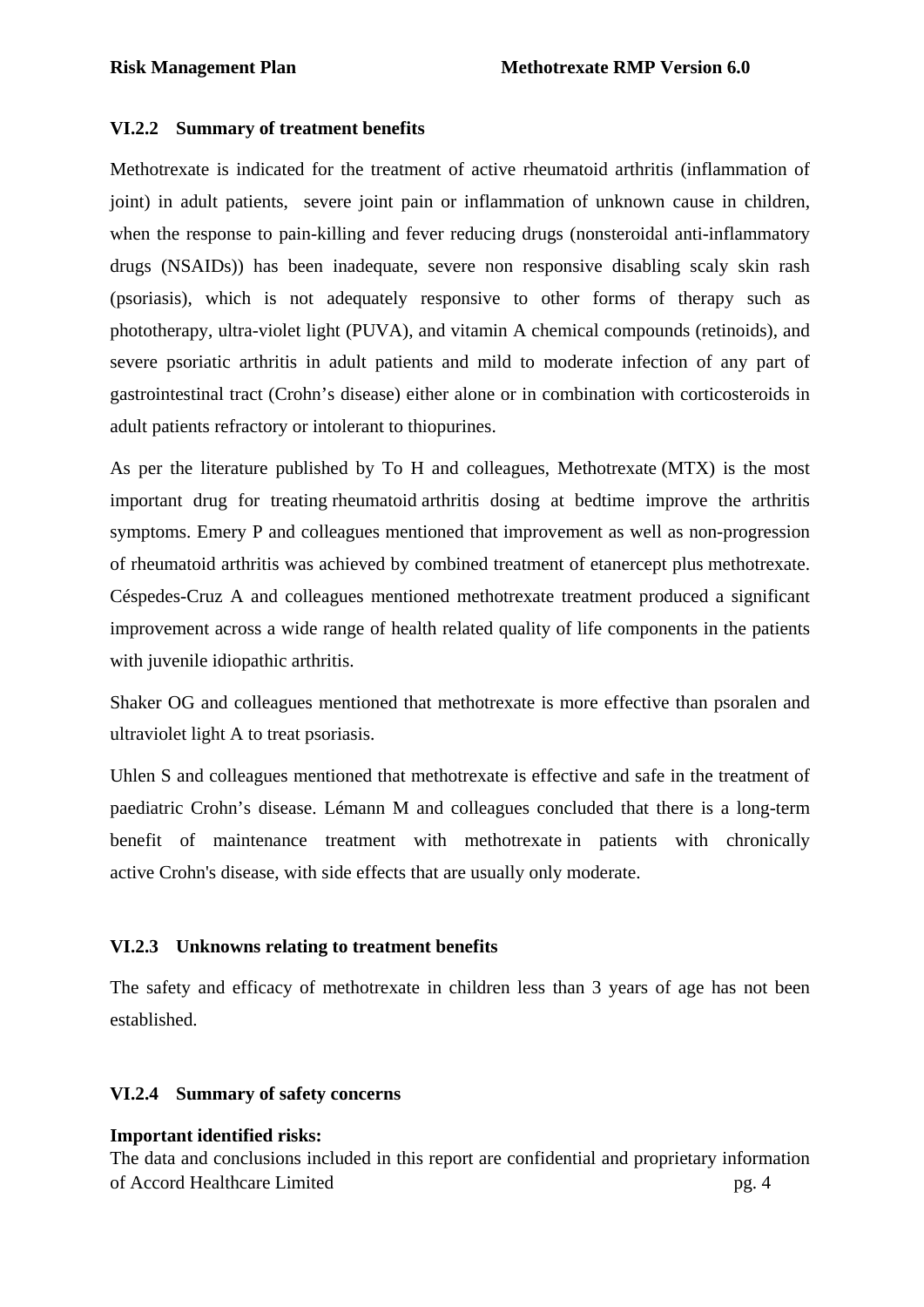### VI.2.2 Summary of treatment benefits

Methotrexate is indicated for the treatment of active rheumatoid arthritis (inflammation of joint) in adult patients, severe joint pain or inflammation of unknown cause in children, when the response to pain-killing and fever reducing drugs (nonsteroidal anti-inflammatory drugs (NSAIDs)) has been inadequate, severe non responsive disabling scaly skin rash (psoriasis), which is not adequately responsive to other forms of therapy such as phototherapy, ultra-violet light (PUVA), and vitamin A chemical compounds (retinoids), and severe psoriatic arthritis in adult patients and mild to moderate infection of any part of gastrointestinal tract (Crohn's disease) either alone or in combination with corticosteroids in adult patients refractory or intolerant to thiopurines.

As per the literature published by To H and colleagues, Methotrexate (MTX) is the most important drug for treating rheumatoid arthritis dosing at bedtime improve the arthritis symptoms. Emery P and colleagues mentioned that improvement as well as non-progression of rheumatoid arthritis was achieved by combined treatment of etanercept plus methotrexate. Céspedes-Cruz A and colleagues mentioned methotrexate treatment produced a significant improvement across a wide range of health related quality of life components in the patients with juvenile idiopathic arthritis.

Shaker OG and colleagues mentioned that methotrexate is more effective than psoralen and ultraviolet light A to treat psoriasis.

Uhlen S and colleagues mentioned that methotrexate is effective and safe in the treatment of paediatric Crohn's disease. Lémann M and colleagues concluded that there is a long-term benefit of maintenance treatment with methotrexate in patients with chronically active Crohn's disease, with side effects that are usually only moderate.

### VI.2.3 Unknowns relating to treatment benefits

The safety and efficacy of methotrexate in children less than 3 years of age has not been established.

### VI.2.4 Summary of safety concerns

**Important identified risks:**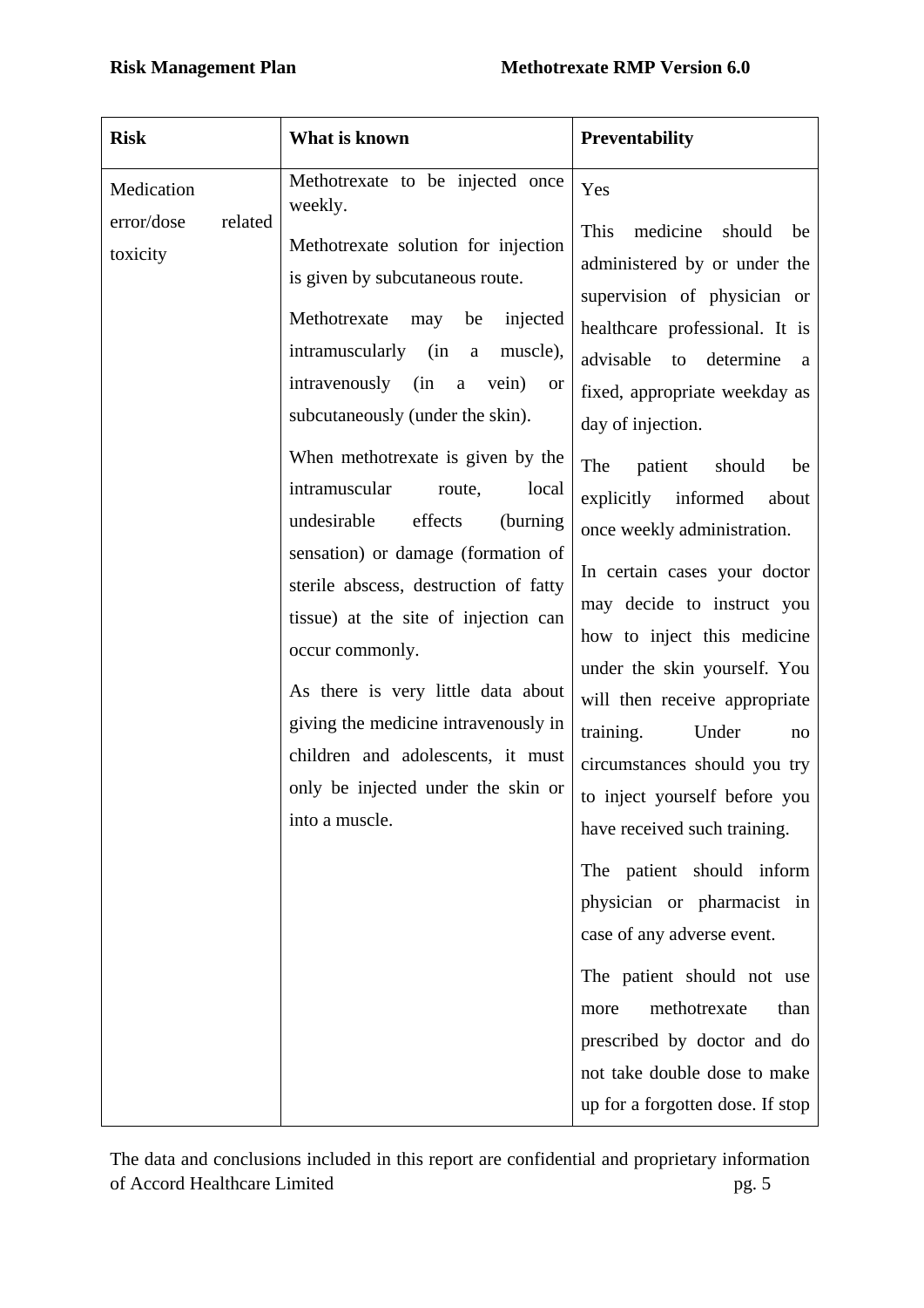| Risk | What is known | Preventability |
|---|---|---|
| Medication error/dose related toxicity | Methotrexate to be injected once weekly.<br><br>Methotrexate solution for injection is given by subcutaneous route.<br><br>Methotrexate may be injected intramuscularly (in a muscle), intravenously (in a vein) or subcutaneously (under the skin).<br><br>When methotrexate is given by the intramuscular route, local undesirable effects (burning sensation) or damage (formation of sterile abscess, destruction of fatty tissue) at the site of injection can occur commonly.<br><br>As there is very little data about giving the medicine intravenously in children and adolescents, it must only be injected under the skin or into a muscle. | Yes<br><br>This medicine should be administered by or under the supervision of physician or healthcare professional. It is advisable to determine a fixed, appropriate weekday as day of injection.<br><br>The patient should be explicitly informed about once weekly administration.<br><br>In certain cases your doctor may decide to instruct you how to inject this medicine under the skin yourself. You will then receive appropriate training. Under no circumstances should you try to inject yourself before you have received such training.<br><br>The patient should inform physician or pharmacist in case of any adverse event.<br><br>The patient should not use more methotrexate than prescribed by doctor and do not take double dose to make up for a forgotten dose. If stop |

The data and conclusions included in this report are confidential and proprietary information of Accord Healthcare Limited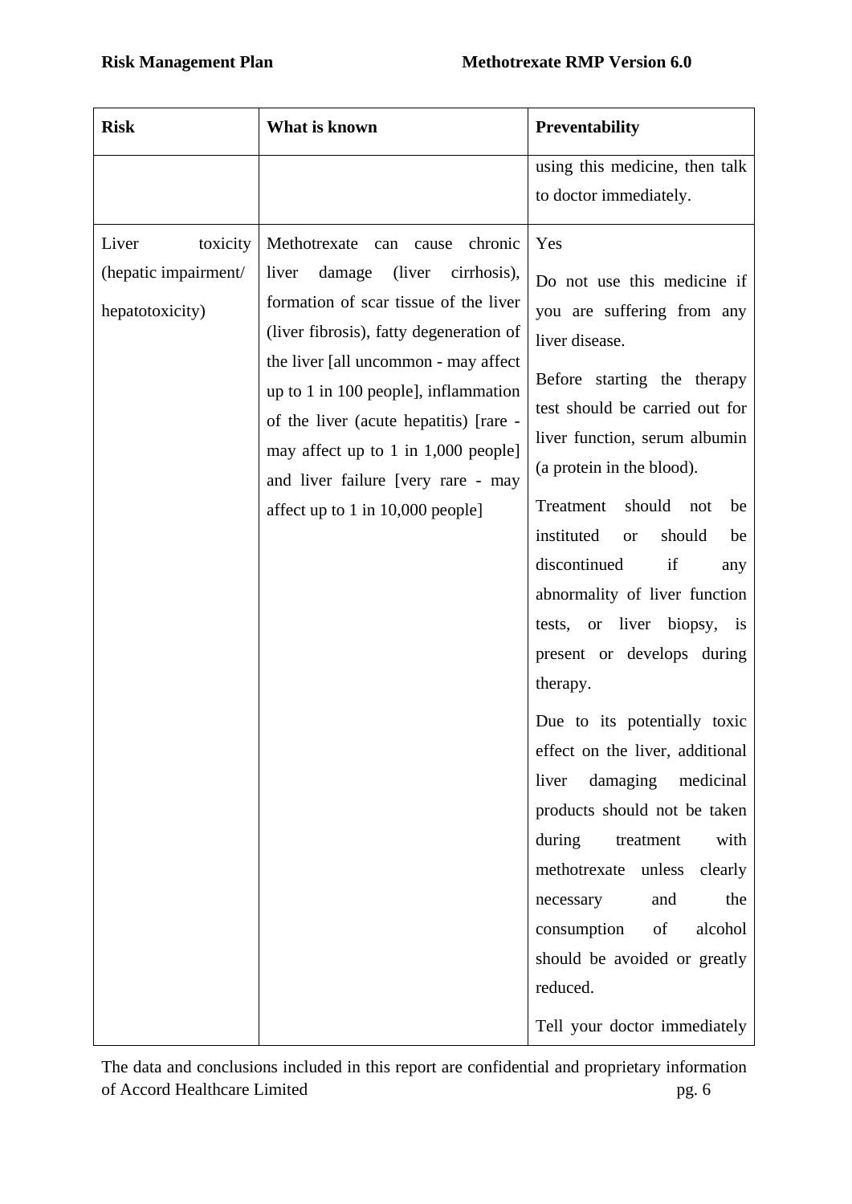| Risk | What is known | Preventability |
|---|---|---|
| | | using this medicine, then talk to doctor immediately. |
| Liver toxicity (hepatic impairment/ hepatotoxicity) | Methotrexate can cause chronic liver damage (liver cirrhosis), formation of scar tissue of the liver (liver fibrosis), fatty degeneration of the liver [all uncommon - may affect up to 1 in 100 people], inflammation of the liver (acute hepatitis) [rare - may affect up to 1 in 1,000 people] and liver failure [very rare - may affect up to 1 in 10,000 people] | Yes<br><br>Do not use this medicine if you are suffering from any liver disease.<br><br>Before starting the therapy test should be carried out for liver function, serum albumin (a protein in the blood).<br><br>Treatment should not be instituted or should be discontinued if any abnormality of liver function tests, or liver biopsy, is present or develops during therapy.<br><br>Due to its potentially toxic effect on the liver, additional liver damaging medicinal products should not be taken during treatment with methotrexate unless clearly necessary and the consumption of alcohol should be avoided or greatly reduced.<br><br>Tell your doctor immediately |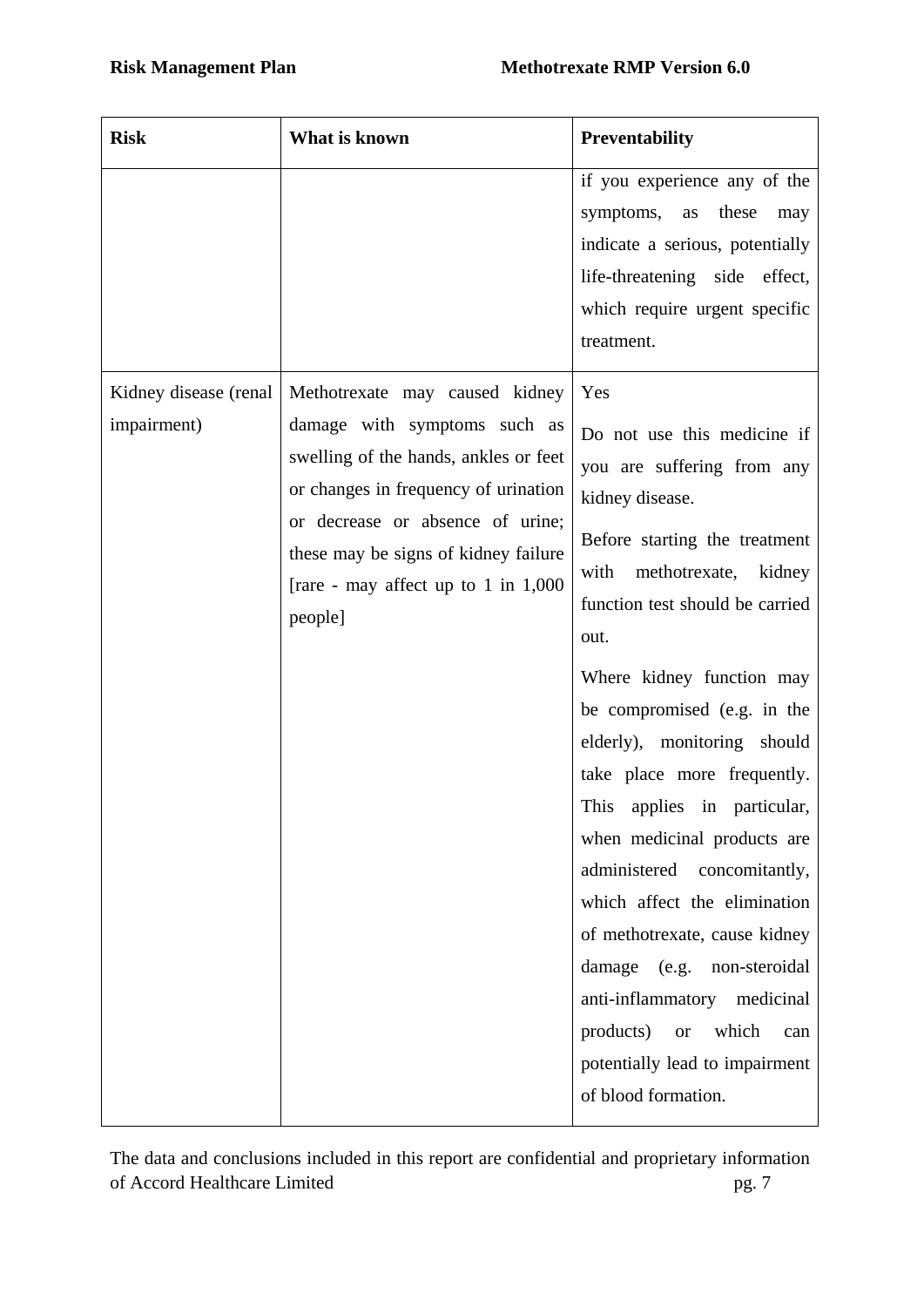| Risk | What is known | Preventability |
|---|---|---|
| | | if you experience any of the symptoms, as these may indicate a serious, potentially life-threatening side effect, which require urgent specific treatment. |
| Kidney disease (renal impairment) | Methotrexate may caused kidney damage with symptoms such as swelling of the hands, ankles or feet or changes in frequency of urination or decrease or absence of urine; these may be signs of kidney failure [rare - may affect up to 1 in 1,000 people] | Yes<br><br>Do not use this medicine if you are suffering from any kidney disease.<br><br>Before starting the treatment with methotrexate, kidney function test should be carried out.<br><br>Where kidney function may be compromised (e.g. in the elderly), monitoring should take place more frequently. This applies in particular, when medicinal products are administered concomitantly, which affect the elimination of methotrexate, cause kidney damage (e.g. non-steroidal anti-inflammatory medicinal products) or which can potentially lead to impairment of blood formation. |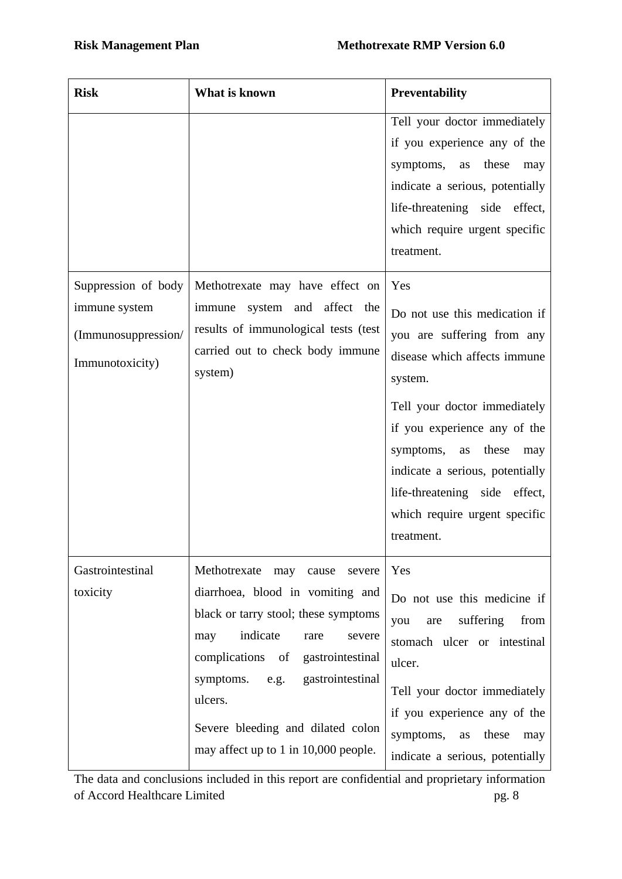| Risk | What is known | Preventability |
| --- | --- | --- |
| | | Tell your doctor immediately if you experience any of the symptoms, as these may indicate a serious, potentially life-threatening side effect, which require urgent specific treatment. |
| Suppression of body immune system (Immunosuppression/ Immunotoxicity) | Methotrexate may have effect on immune system and affect the results of immunological tests (test carried out to check body immune system) | Yes<br><br>Do not use this medication if you are suffering from any disease which affects immune system.<br><br>Tell your doctor immediately if you experience any of the symptoms, as these may indicate a serious, potentially life-threatening side effect, which require urgent specific treatment. |
| Gastrointestinal toxicity | Methotrexate may cause severe diarrhoea, blood in vomiting and black or tarry stool; these symptoms may indicate rare severe complications of gastrointestinal symptoms. e.g. gastrointestinal ulcers.<br><br>Severe bleeding and dilated colon may affect up to 1 in 10,000 people. | Yes<br><br>Do not use this medicine if you are suffering from stomach ulcer or intestinal ulcer.<br><br>Tell your doctor immediately if you experience any of the symptoms, as these may indicate a serious, potentially |

The data and conclusions included in this report are confidential and proprietary information of Accord Healthcare Limited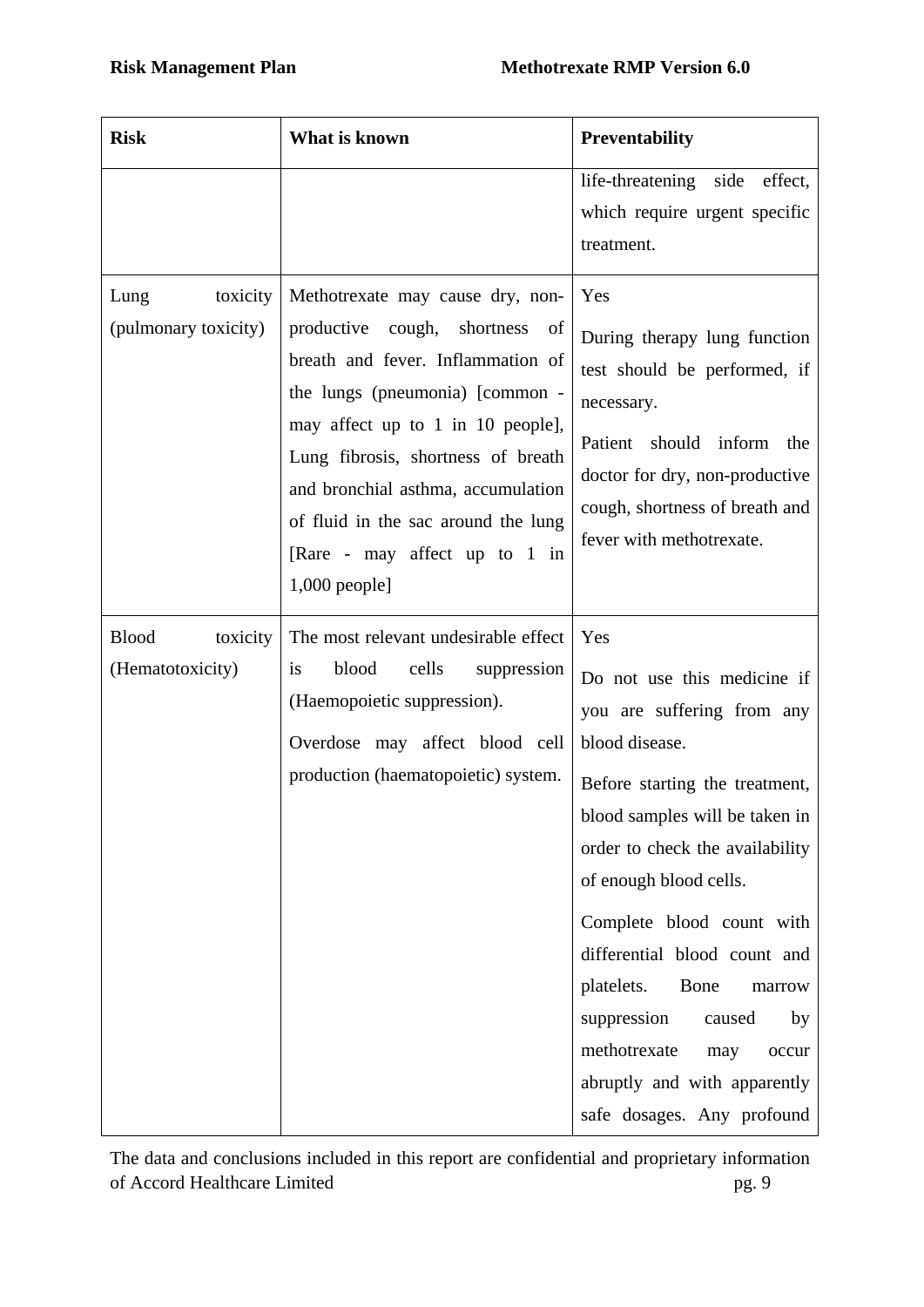| Risk | What is known | Preventability |
|---|---|---|
| | | life-threatening side effect, which require urgent specific treatment. |
| Lung toxicity (pulmonary toxicity) | Methotrexate may cause dry, non-productive cough, shortness of breath and fever. Inflammation of the lungs (pneumonia) [common - may affect up to 1 in 10 people], Lung fibrosis, shortness of breath and bronchial asthma, accumulation of fluid in the sac around the lung [Rare - may affect up to 1 in 1,000 people] | Yes<br><br>During therapy lung function test should be performed, if necessary.<br><br>Patient should inform the doctor for dry, non-productive cough, shortness of breath and fever with methotrexate. |
| Blood toxicity (Hematotoxicity) | The most relevant undesirable effect is blood cells suppression (Haemopoietic suppression).<br><br>Overdose may affect blood cell production (haematopoietic) system. | Yes<br><br>Do not use this medicine if you are suffering from any blood disease.<br><br>Before starting the treatment, blood samples will be taken in order to check the availability of enough blood cells.<br><br>Complete blood count with differential blood count and platelets. Bone marrow suppression caused by methotrexate may occur abruptly and with apparently safe dosages. Any profound |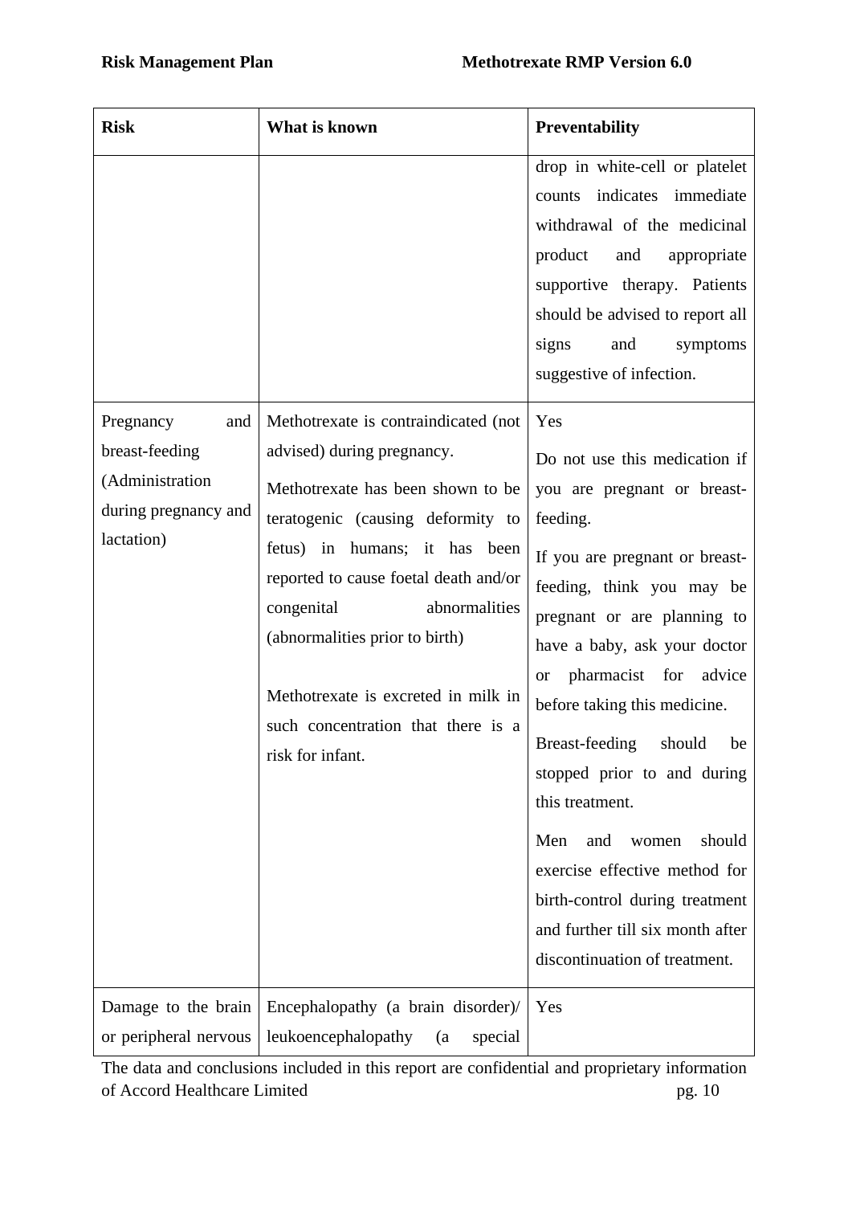| Risk | What is known | Preventability |
|---|---|---|
| | | drop in white-cell or platelet counts indicates immediate withdrawal of the medicinal product and appropriate supportive therapy. Patients should be advised to report all signs and symptoms suggestive of infection. |
| Pregnancy and breast-feeding (Administration during pregnancy and lactation) | Methotrexate is contraindicated (not advised) during pregnancy.<br><br>Methotrexate has been shown to be teratogenic (causing deformity to fetus) in humans; it has been reported to cause foetal death and/or congenital abnormalities (abnormalities prior to birth)<br><br>Methotrexate is excreted in milk in such concentration that there is a risk for infant. | Yes<br><br>Do not use this medication if you are pregnant or breast-feeding.<br><br>If you are pregnant or breast-feeding, think you may be pregnant or are planning to have a baby, ask your doctor or pharmacist for advice before taking this medicine.<br><br>Breast-feeding should be stopped prior to and during this treatment.<br><br>Men and women should exercise effective method for birth-control during treatment and further till six month after discontinuation of treatment. |
| Damage to the brain or peripheral nervous | Encephalopathy (a brain disorder)/ leukoencephalopathy (a special | Yes |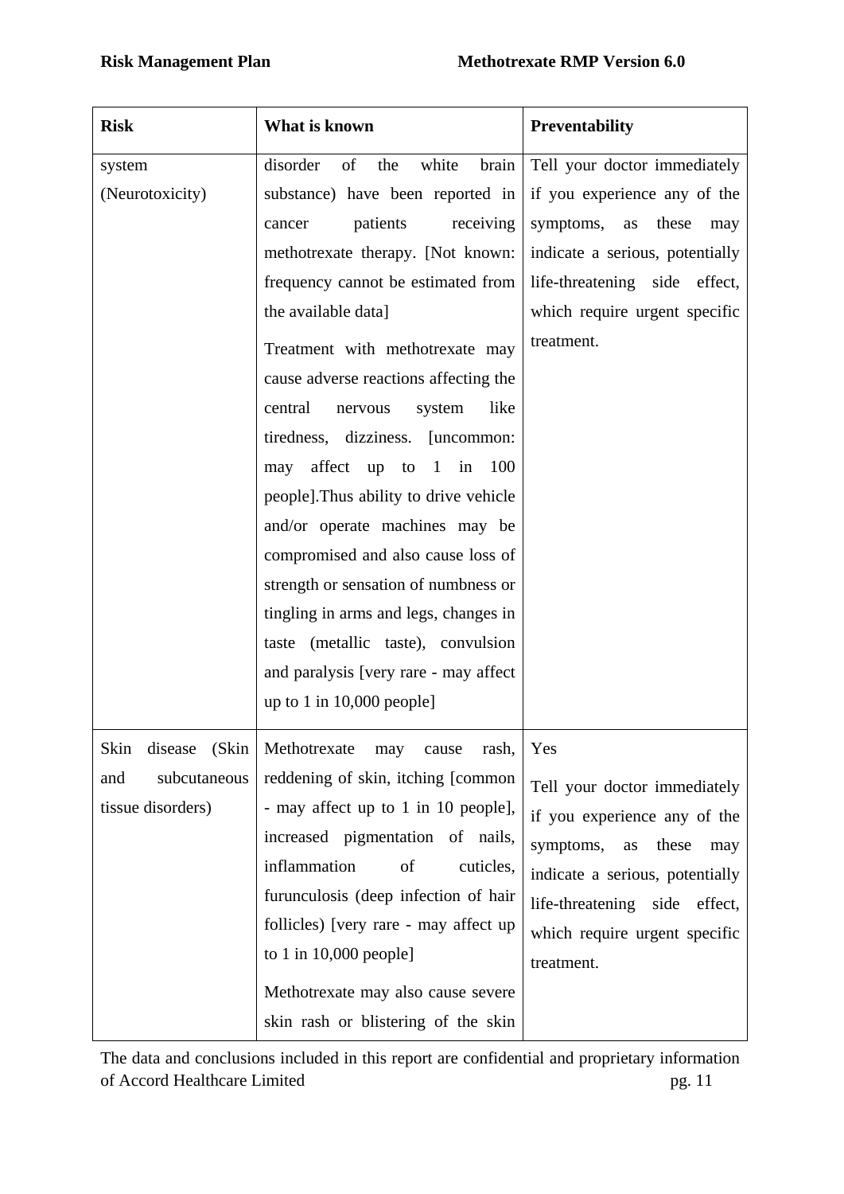| Risk | What is known | Preventability |
|---|---|---|
| system (Neurotoxicity) | disorder of the white brain substance) have been reported in cancer patients receiving methotrexate therapy. [Not known: frequency cannot be estimated from the available data]<br><br>Treatment with methotrexate may cause adverse reactions affecting the central nervous system like tiredness, dizziness. [uncommon: may affect up to 1 in 100 people].Thus ability to drive vehicle and/or operate machines may be compromised and also cause loss of strength or sensation of numbness or tingling in arms and legs, changes in taste (metallic taste), convulsion and paralysis [very rare - may affect up to 1 in 10,000 people] | Tell your doctor immediately if you experience any of the symptoms, as these may indicate a serious, potentially life-threatening side effect, which require urgent specific treatment. |
| Skin disease (Skin and subcutaneous tissue disorders) | Methotrexate may cause rash, reddening of skin, itching [common - may affect up to 1 in 10 people], increased pigmentation of nails, inflammation of cuticles, furunculosis (deep infection of hair follicles) [very rare - may affect up to 1 in 10,000 people]<br><br>Methotrexate may also cause severe skin rash or blistering of the skin | Yes<br><br>Tell your doctor immediately if you experience any of the symptoms, as these may indicate a serious, potentially life-threatening side effect, which require urgent specific treatment. |

The data and conclusions included in this report are confidential and proprietary information of Accord Healthcare Limited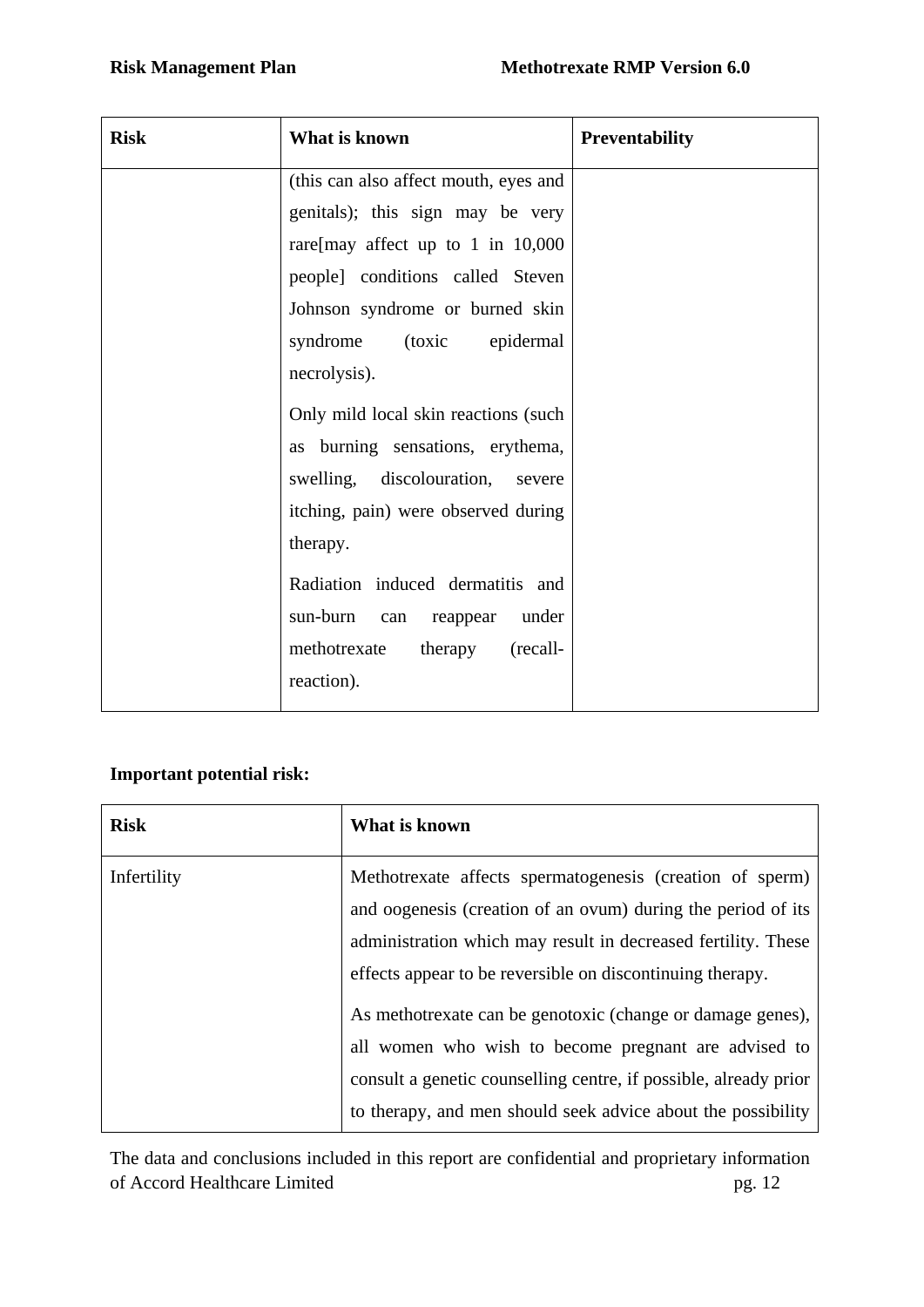| Risk | What is known | Preventability |
|---|---|---|
| | (this can also affect mouth, eyes and genitals); this sign may be very rare[may affect up to 1 in 10,000 people] conditions called Steven Johnson syndrome or burned skin syndrome (toxic epidermal necrolysis).<br><br>Only mild local skin reactions (such as burning sensations, erythema, swelling, discolouration, severe itching, pain) were observed during therapy.<br><br>Radiation induced dermatitis and sun-burn can reappear under methotrexate therapy (recall-reaction). | |

**Important potential risk:**

| Risk | What is known |
|---|---|
| Infertility | Methotrexate affects spermatogenesis (creation of sperm) and oogenesis (creation of an ovum) during the period of its administration which may result in decreased fertility. These effects appear to be reversible on discontinuing therapy.<br><br>As methotrexate can be genotoxic (change or damage genes), all women who wish to become pregnant are advised to consult a genetic counselling centre, if possible, already prior to therapy, and men should seek advice about the possibility |

The data and conclusions included in this report are confidential and proprietary information of Accord Healthcare Limited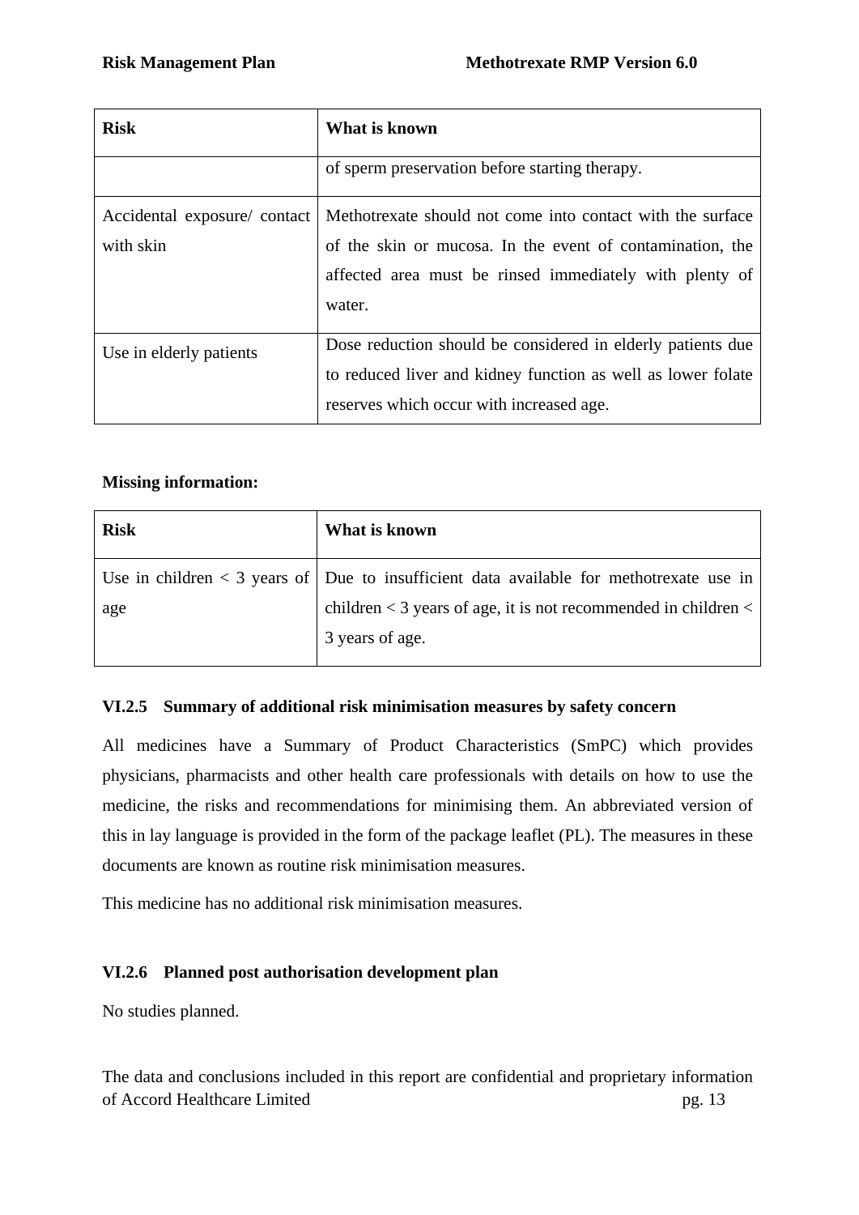| Risk | What is known |
|---|---|
| | of sperm preservation before starting therapy. |
| Accidental exposure/ contact with skin | Methotrexate should not come into contact with the surface of the skin or mucosa. In the event of contamination, the affected area must be rinsed immediately with plenty of water. |
| Use in elderly patients | Dose reduction should be considered in elderly patients due to reduced liver and kidney function as well as lower folate reserves which occur with increased age. |

**Missing information:**

| Risk | What is known |
|---|---|
| Use in children < 3 years of age | Due to insufficient data available for methotrexate use in children < 3 years of age, it is not recommended in children < 3 years of age. |

### VI.2.5 Summary of additional risk minimisation measures by safety concern

All medicines have a Summary of Product Characteristics (SmPC) which provides physicians, pharmacists and other health care professionals with details on how to use the medicine, the risks and recommendations for minimising them. An abbreviated version of this in lay language is provided in the form of the package leaflet (PL). The measures in these documents are known as routine risk minimisation measures.

This medicine has no additional risk minimisation measures.

### VI.2.6 Planned post authorisation development plan

No studies planned.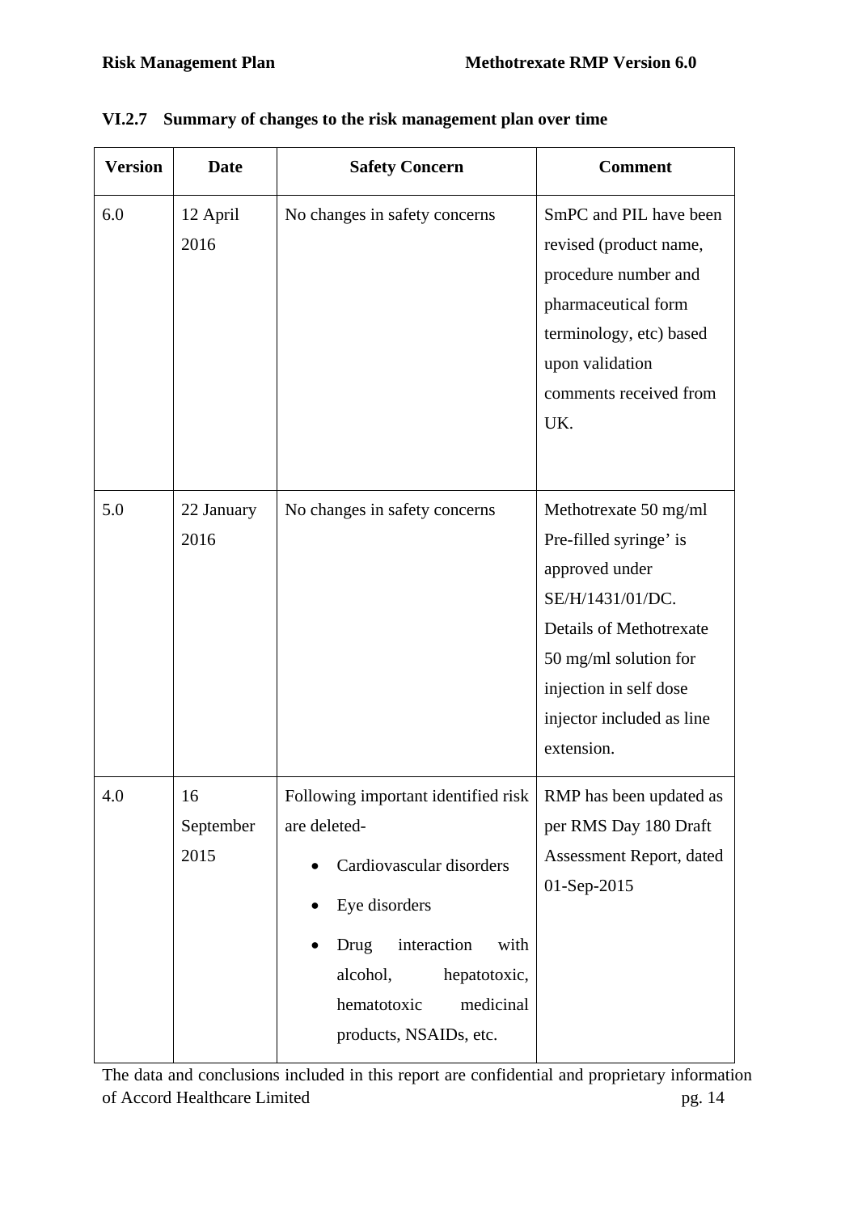### VI.2.7 Summary of changes to the risk management plan over time

| Version | Date | Safety Concern | Comment |
|---|---|---|---|
| 6.0 | 12 April 2016 | No changes in safety concerns | SmPC and PIL have been revised (product name, procedure number and pharmaceutical form terminology, etc) based upon validation comments received from UK. |
| 5.0 | 22 January 2016 | No changes in safety concerns | Methotrexate 50 mg/ml Pre-filled syringe' is approved under SE/H/1431/01/DC. Details of Methotrexate 50 mg/ml solution for injection in self dose injector included as line extension. |
| 4.0 | 16 September 2015 | Following important identified risk are deleted-<br>• Cardiovascular disorders<br>• Eye disorders<br>• Drug interaction with alcohol, hepatotoxic, hematotoxic medicinal products, NSAIDs, etc. | RMP has been updated as per RMS Day 180 Draft Assessment Report, dated 01-Sep-2015 |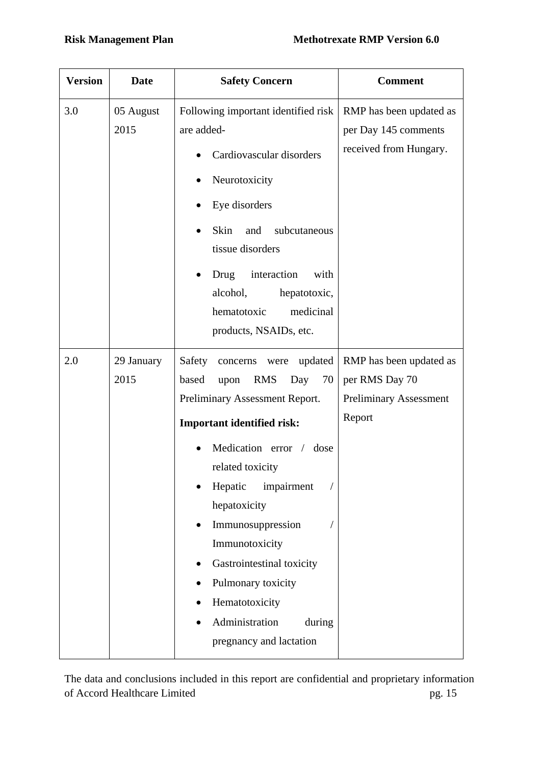| Version | Date | Safety Concern | Comment |
|---|---|---|---|
| 3.0 | 05 August 2015 | Following important identified risk are added-<br>• Cardiovascular disorders<br>• Neurotoxicity<br>• Eye disorders<br>• Skin and subcutaneous tissue disorders<br>• Drug interaction with alcohol, hepatotoxic, hematotoxic medicinal products, NSAIDs, etc. | RMP has been updated as per Day 145 comments received from Hungary. |
| 2.0 | 29 January 2015 | Safety concerns were updated based upon RMS Day 70 Preliminary Assessment Report.<br>**Important identified risk:**<br>• Medication error / dose related toxicity<br>• Hepatic impairment / hepatoxicity<br>• Immunosuppression / Immunotoxicity<br>• Gastrointestinal toxicity<br>• Pulmonary toxicity<br>• Hematotoxicity<br>• Administration during pregnancy and lactation | RMP has been updated as per RMS Day 70 Preliminary Assessment Report |

The data and conclusions included in this report are confidential and proprietary information of Accord Healthcare Limited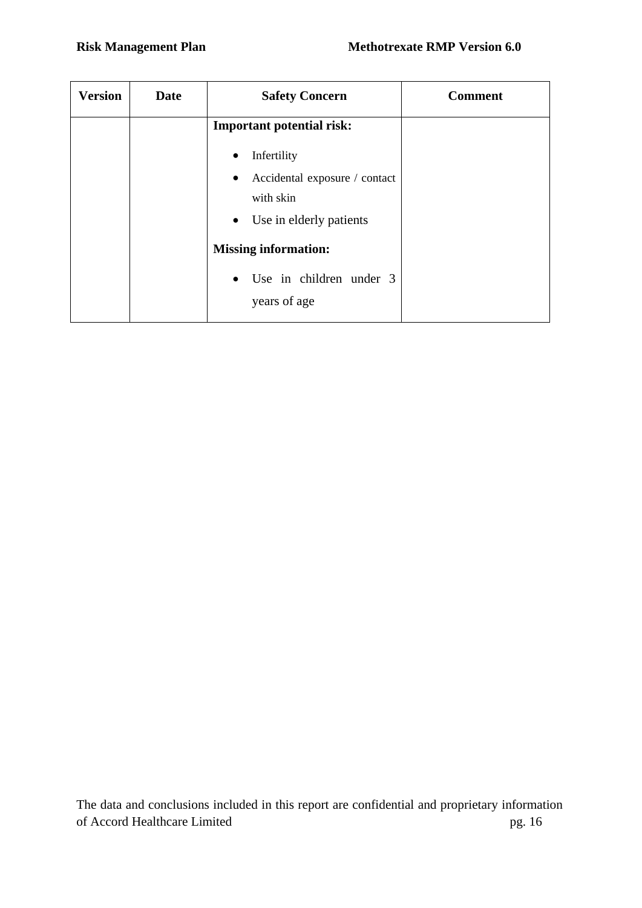| Version | Date | Safety Concern | Comment |
|---|---|---|---|
| | | **Important potential risk:**<br>• Infertility<br>• Accidental exposure / contact with skin<br>• Use in elderly patients<br>**Missing information:**<br>• Use in children under 3 years of age | |

The data and conclusions included in this report are confidential and proprietary information of Accord Healthcare Limited